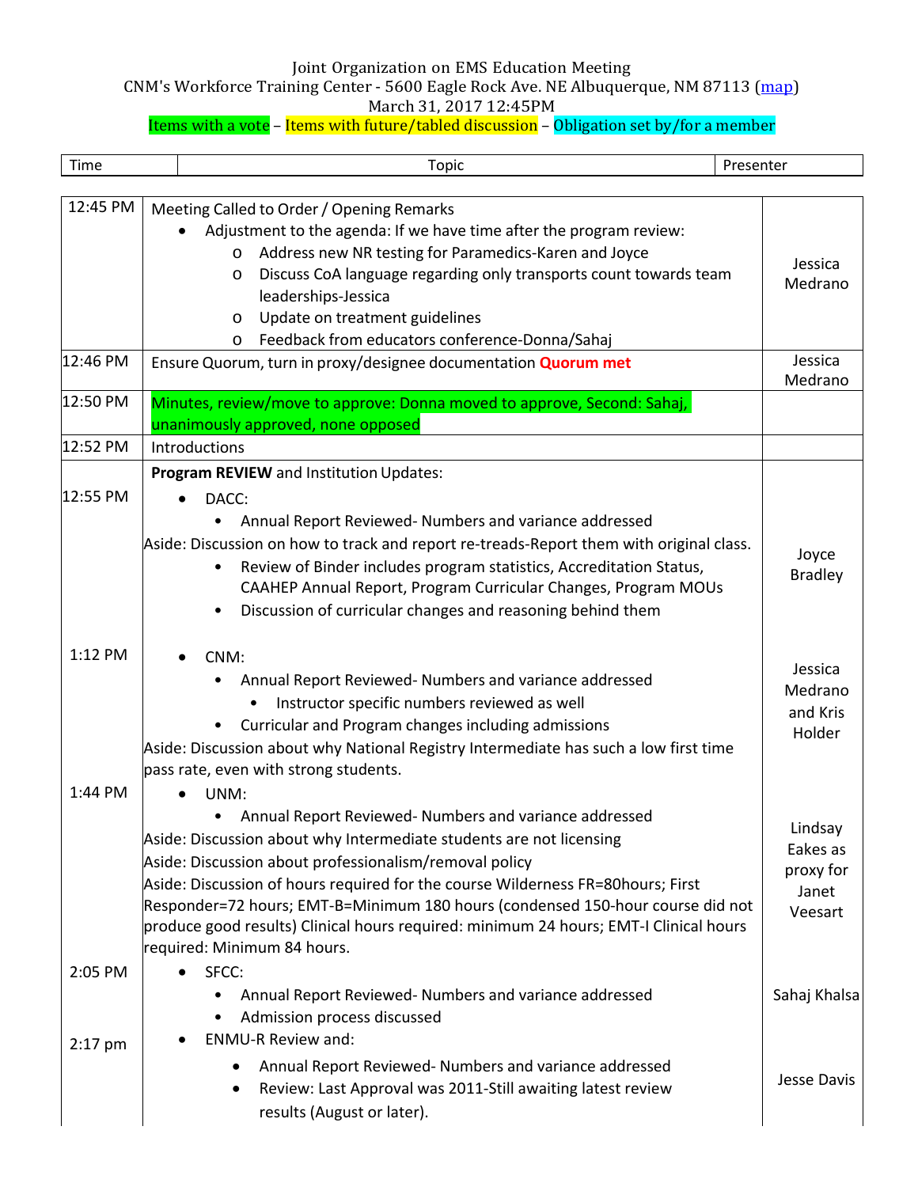Joint Organization on EMS Education Meeting
CNM's Workforce Training Center - 5600 Eagle Rock Ave. NE Albuquerque, NM 87113 (map)
March 31, 2017 12:45PM
Items with a vote – Items with future/tabled discussion – Obligation set by/for a member

| Time | Topic | Presenter |
|---|---|---|
| 12:45 PM | Meeting Called to Order / Opening Remarks<br>• Adjustment to the agenda: If we have time after the program review:<br>  o Address new NR testing for Paramedics-Karen and Joyce<br>  o Discuss CoA language regarding only transports count towards team leaderships-Jessica<br>  o Update on treatment guidelines<br>  o Feedback from educators conference-Donna/Sahaj | Jessica Medrano |
| 12:46 PM | Ensure Quorum, turn in proxy/designee documentation **Quorum met** | Jessica Medrano |
| 12:50 PM | Minutes, review/move to approve: Donna moved to approve, Second: Sahaj, unanimously approved, none opposed | |
| 12:52 PM | Introductions | |
| 12:55 PM | **Program REVIEW** and Institution Updates:<br>• DACC:<br>  • Annual Report Reviewed- Numbers and variance addressed<br>Aside: Discussion on how to track and report re-treads-Report them with original class.<br>  • Review of Binder includes program statistics, Accreditation Status, CAAHEP Annual Report, Program Curricular Changes, Program MOUs<br>  • Discussion of curricular changes and reasoning behind them | Joyce Bradley |
| 1:12 PM | • CNM:<br>  • Annual Report Reviewed- Numbers and variance addressed<br>    • Instructor specific numbers reviewed as well<br>  • Curricular and Program changes including admissions<br>Aside: Discussion about why National Registry Intermediate has such a low first time pass rate, even with strong students. | Jessica Medrano and Kris Holder |
| 1:44 PM | • UNM:<br>  • Annual Report Reviewed- Numbers and variance addressed<br>Aside: Discussion about why Intermediate students are not licensing<br>Aside: Discussion about professionalism/removal policy<br>Aside: Discussion of hours required for the course Wilderness FR=80hours; First Responder=72 hours; EMT-B=Minimum 180 hours (condensed 150-hour course did not produce good results) Clinical hours required: minimum 24 hours; EMT-I Clinical hours required: Minimum 84 hours. | Lindsay Eakes as proxy for Janet Veesart |
| 2:05 PM | • SFCC:<br>  • Annual Report Reviewed- Numbers and variance addressed<br>  • Admission process discussed | Sahaj Khalsa |
| 2:17 pm | • ENMU-R Review and:<br>  • Annual Report Reviewed- Numbers and variance addressed<br>  • Review: Last Approval was 2011-Still awaiting latest review results (August or later). | Jesse Davis |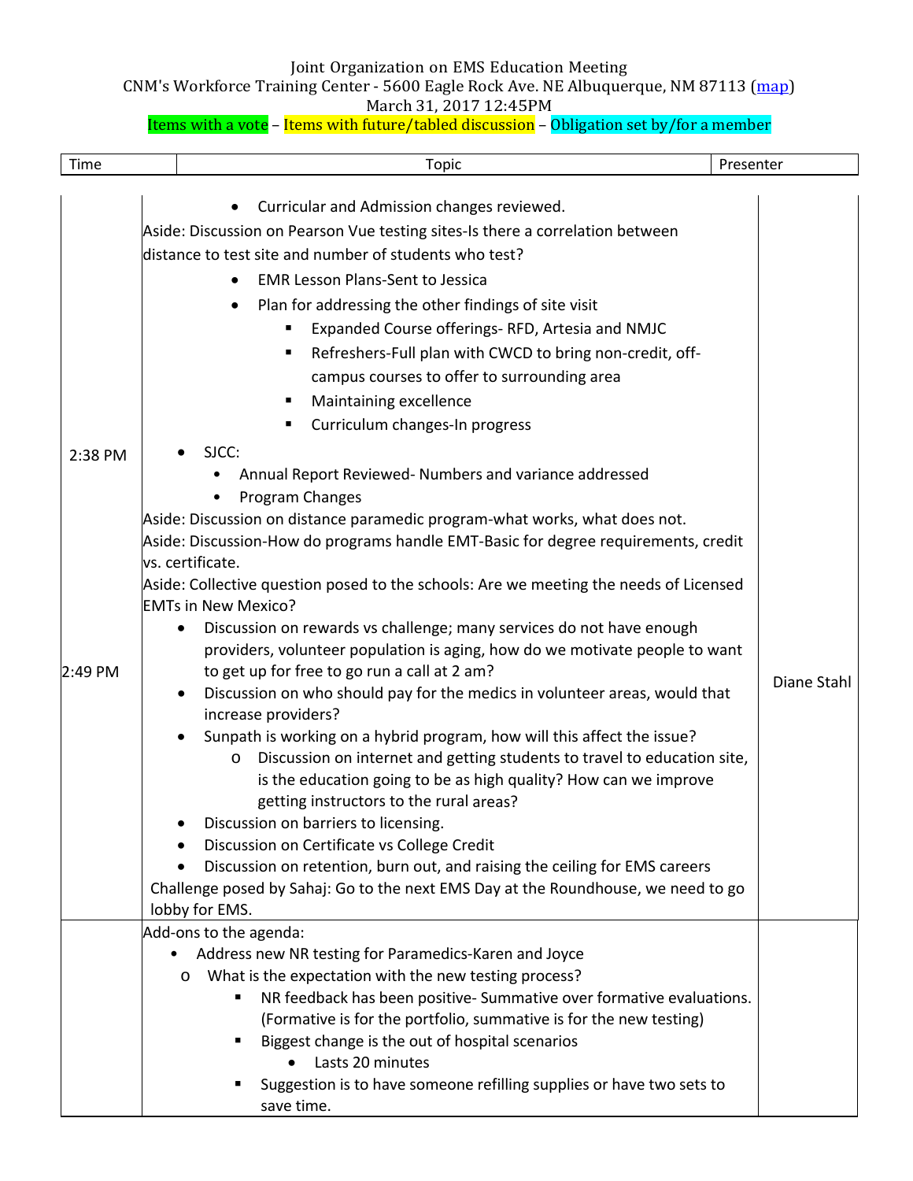Joint Organization on EMS Education Meeting
CNM's Workforce Training Center - 5600 Eagle Rock Ave. NE Albuquerque, NM 87113 (map)
March 31, 2017 12:45PM
Items with a vote – Items with future/tabled discussion – Obligation set by/for a member

| Time | Topic | Presenter |
|---|---|---|
| 2:38 PM<br><br>2:49 PM | • Curricular and Admission changes reviewed.<br>Aside: Discussion on Pearson Vue testing sites-Is there a correlation between distance to test site and number of students who test?<br>• EMR Lesson Plans-Sent to Jessica<br>• Plan for addressing the other findings of site visit<br>&nbsp;&nbsp;▪ Expanded Course offerings- RFD, Artesia and NMJC<br>&nbsp;&nbsp;▪ Refreshers-Full plan with CWCD to bring non-credit, off-campus courses to offer to surrounding area<br>&nbsp;&nbsp;▪ Maintaining excellence<br>&nbsp;&nbsp;▪ Curriculum changes-In progress<br>• SJCC:<br>&nbsp;&nbsp;• Annual Report Reviewed- Numbers and variance addressed<br>&nbsp;&nbsp;• Program Changes<br>Aside: Discussion on distance paramedic program-what works, what does not.<br>Aside: Discussion-How do programs handle EMT-Basic for degree requirements, credit vs. certificate.<br>Aside: Collective question posed to the schools: Are we meeting the needs of Licensed EMTs in New Mexico?<br>• Discussion on rewards vs challenge; many services do not have enough providers, volunteer population is aging, how do we motivate people to want to get up for free to go run a call at 2 am?<br>• Discussion on who should pay for the medics in volunteer areas, would that increase providers?<br>• Sunpath is working on a hybrid program, how will this affect the issue?<br>&nbsp;&nbsp;o Discussion on internet and getting students to travel to education site, is the education going to be as high quality? How can we improve getting instructors to the rural areas?<br>• Discussion on barriers to licensing.<br>• Discussion on Certificate vs College Credit<br>• Discussion on retention, burn out, and raising the ceiling for EMS careers<br>Challenge posed by Sahaj: Go to the next EMS Day at the Roundhouse, we need to go lobby for EMS. | Diane Stahl |
| | Add-ons to the agenda:<br>• Address new NR testing for Paramedics-Karen and Joyce<br>&nbsp;&nbsp;o What is the expectation with the new testing process?<br>&nbsp;&nbsp;&nbsp;&nbsp;▪ NR feedback has been positive- Summative over formative evaluations. (Formative is for the portfolio, summative is for the new testing)<br>&nbsp;&nbsp;&nbsp;&nbsp;▪ Biggest change is the out of hospital scenarios<br>&nbsp;&nbsp;&nbsp;&nbsp;&nbsp;&nbsp;• Lasts 20 minutes<br>&nbsp;&nbsp;&nbsp;&nbsp;▪ Suggestion is to have someone refilling supplies or have two sets to save time. | |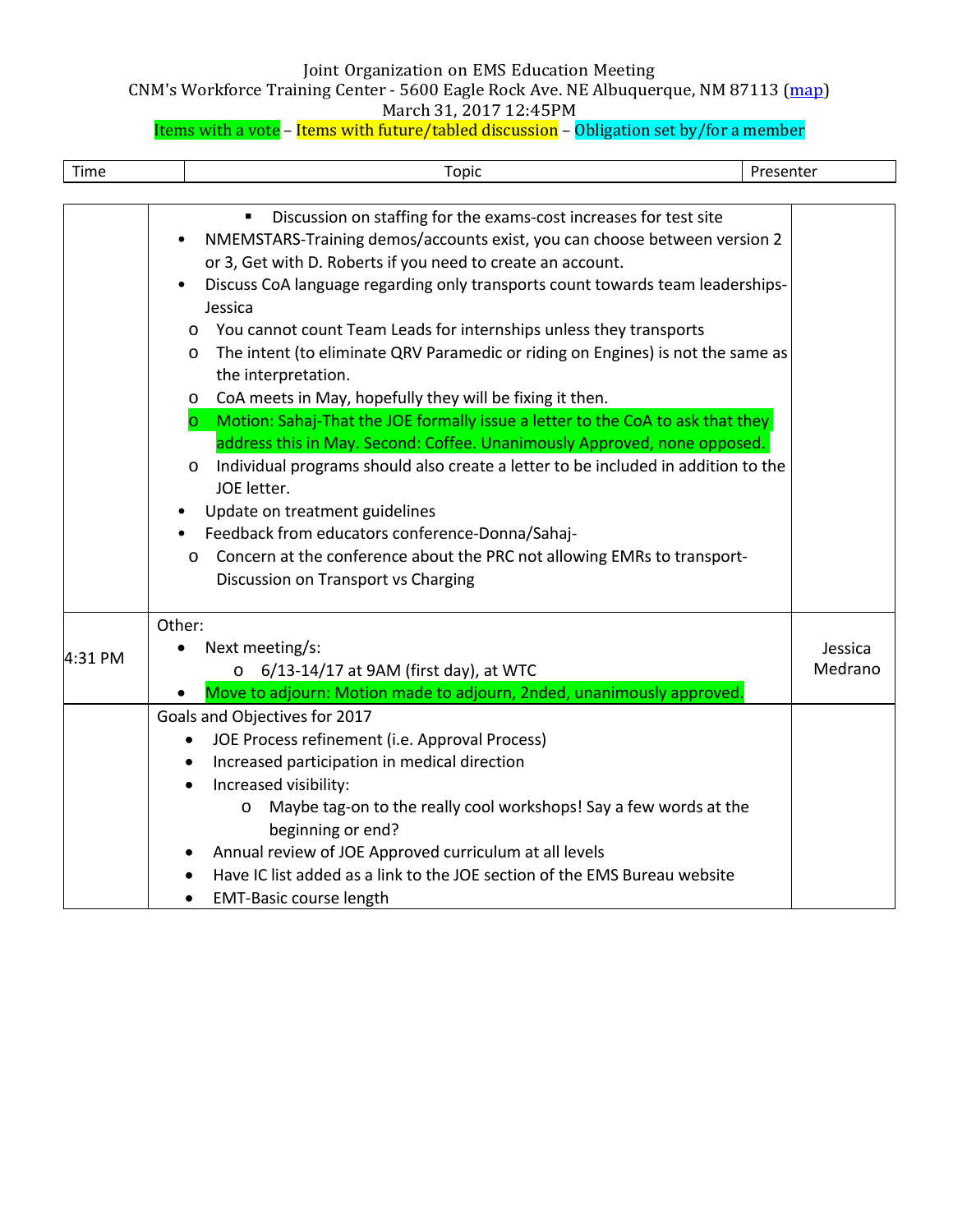Joint Organization on EMS Education Meeting
CNM's Workforce Training Center - 5600 Eagle Rock Ave. NE Albuquerque, NM 87113 (map)
March 31, 2017 12:45PM
Items with a vote – Items with future/tabled discussion – Obligation set by/for a member

| Time | Topic | Presenter |
|---|---|---|
| | ▪ Discussion on staffing for the exams-cost increases for test site<br>• NMEMSTARS-Training demos/accounts exist, you can choose between version 2 or 3, Get with D. Roberts if you need to create an account.<br>• Discuss CoA language regarding only transports count towards team leaderships-Jessica<br>  o You cannot count Team Leads for internships unless they transports<br>  o The intent (to eliminate QRV Paramedic or riding on Engines) is not the same as the interpretation.<br>  o CoA meets in May, hopefully they will be fixing it then.<br>  o Motion: Sahaj-That the JOE formally issue a letter to the CoA to ask that they address this in May. Second: Coffee. Unanimously Approved, none opposed.<br>  o Individual programs should also create a letter to be included in addition to the JOE letter.<br>• Update on treatment guidelines<br>• Feedback from educators conference-Donna/Sahaj-<br>  o Concern at the conference about the PRC not allowing EMRs to transport-Discussion on Transport vs Charging | |
| 4:31 PM | Other:<br>• Next meeting/s:<br>  o 6/13-14/17 at 9AM (first day), at WTC<br>• Move to adjourn: Motion made to adjourn, 2nded, unanimously approved. | Jessica Medrano |
| | Goals and Objectives for 2017<br>• JOE Process refinement (i.e. Approval Process)<br>• Increased participation in medical direction<br>• Increased visibility:<br>  o Maybe tag-on to the really cool workshops! Say a few words at the beginning or end?<br>• Annual review of JOE Approved curriculum at all levels<br>• Have IC list added as a link to the JOE section of the EMS Bureau website<br>• EMT-Basic course length | |